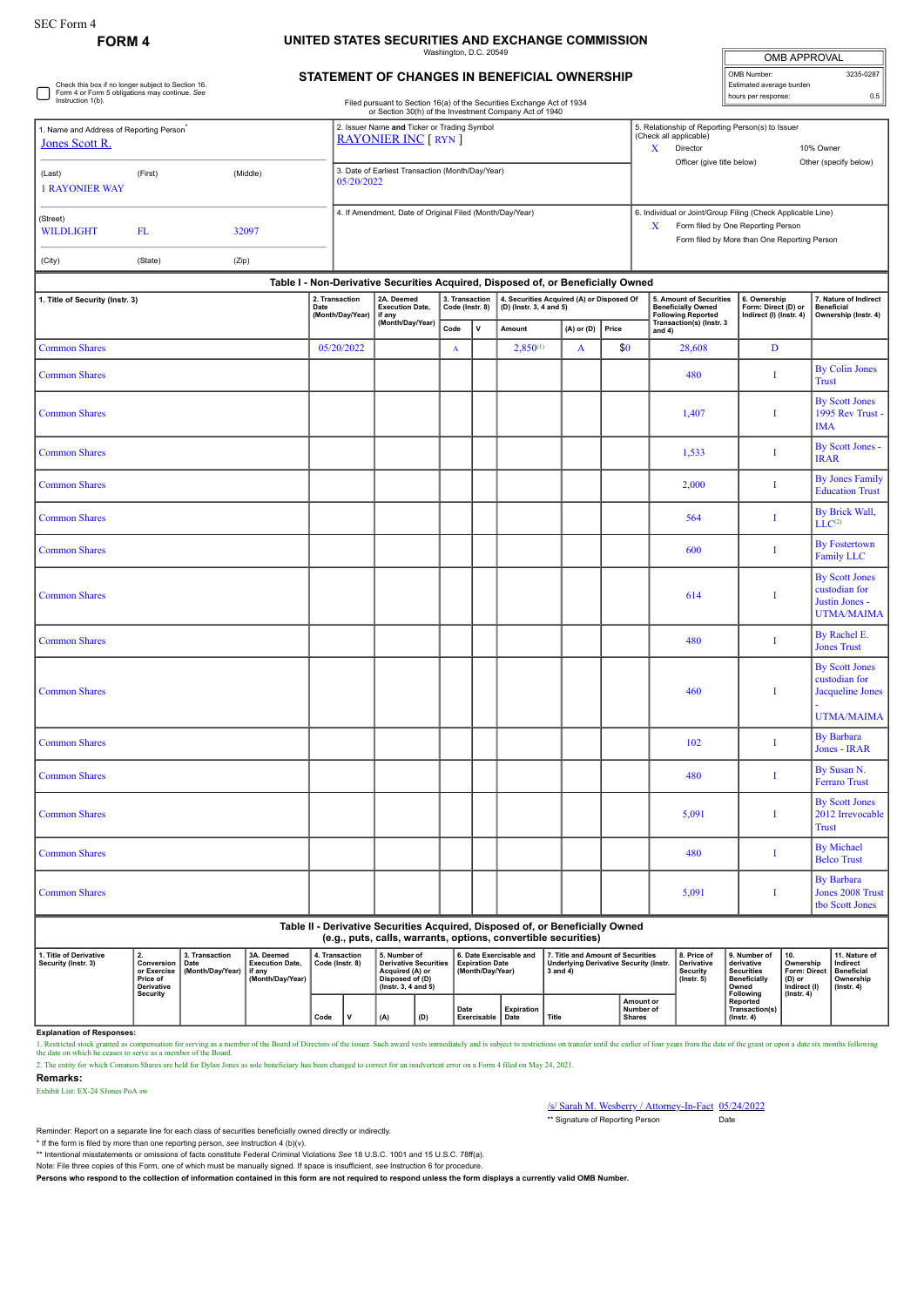SEC Form 4

# FORM 4

## UNITED STATES SECURITIES AND EXCHANGE COMMISSION

Washington, D.C. 20549

### STATEMENT OF CHANGES IN BENEFICIAL OWNERSHIP

Filed pursuant to Section 16(a) of the Securities Exchange Act of 1934 or Section 30(h) of the Investment Company Act of 1940

| OMB APPROVAL | |
|---|---|
| OMB Number: | 3235-0287 |
| Estimated average burden | |
| hours per response: | 0.5 |

☐ Check this box if no longer subject to Section 16. Form 4 or Form 5 obligations may continue. *See* Instruction 1(b).

1. Name and Address of Reporting Person*
Jones Scott R.

(Last) (First) (Middle)
1 RAYONIER WAY

(Street)
WILDLIGHT FL 32097

(City) (State) (Zip)

2. Issuer Name and Ticker or Trading Symbol
RAYONIER INC [ RYN ]

3. Date of Earliest Transaction (Month/Day/Year)
05/20/2022

4. If Amendment, Date of Original Filed (Month/Day/Year)

5. Relationship of Reporting Person(s) to Issuer (Check all applicable)
X Director
10% Owner
Officer (give title below)
Other (specify below)

6. Individual or Joint/Group Filing (Check Applicable Line)
X Form filed by One Reporting Person
Form filed by More than One Reporting Person

**Table I - Non-Derivative Securities Acquired, Disposed of, or Beneficially Owned**

| 1. Title of Security (Instr. 3) | 2. Transaction Date (Month/Day/Year) | 2A. Deemed Execution Date, if any (Month/Day/Year) | 3. Transaction Code (Instr. 8) | | 4. Securities Acquired (A) or Disposed Of (D) (Instr. 3, 4 and 5) | | | 5. Amount of Securities Beneficially Owned Following Reported Transaction(s) (Instr. 3 and 4) | 6. Ownership Form: Direct (D) or Indirect (I) (Instr. 4) | 7. Nature of Indirect Beneficial Ownership (Instr. 4) |
|---|---|---|---|---|---|---|---|---|---|---|
| | | | Code | V | Amount | (A) or (D) | Price | | | |
| Common Shares | 05/20/2022 | | A | | 2,850[(1)] | A | $0 | 28,608 | D | |
| Common Shares | | | | | | | | 480 | I | By Colin Jones Trust |
| Common Shares | | | | | | | | 1,407 | I | By Scott Jones 1995 Rev Trust - IMA |
| Common Shares | | | | | | | | 1,533 | I | By Scott Jones - IRAR |
| Common Shares | | | | | | | | 2,000 | I | By Jones Family Education Trust |
| Common Shares | | | | | | | | 564 | I | By Brick Wall, LLC[(2)] |
| Common Shares | | | | | | | | 600 | I | By Fostertown Family LLC |
| Common Shares | | | | | | | | 614 | I | By Scott Jones custodian for Justin Jones - UTMA/MAIMA |
| Common Shares | | | | | | | | 480 | I | By Rachel E. Jones Trust |
| Common Shares | | | | | | | | 460 | I | By Scott Jones custodian for Jacqueline Jones - UTMA/MAIMA |
| Common Shares | | | | | | | | 102 | I | By Barbara Jones - IRAR |
| Common Shares | | | | | | | | 480 | I | By Susan N. Ferraro Trust |
| Common Shares | | | | | | | | 5,091 | I | By Scott Jones 2012 Irrevocable Trust |
| Common Shares | | | | | | | | 480 | I | By Michael Belco Trust |
| Common Shares | | | | | | | | 5,091 | I | By Barbara Jones 2008 Trust tbo Scott Jones |

**Table II - Derivative Securities Acquired, Disposed of, or Beneficially Owned (e.g., puts, calls, warrants, options, convertible securities)**

| 1. Title of Derivative Security (Instr. 3) | 2. Conversion or Exercise Price of Derivative Security | 3. Transaction Date (Month/Day/Year) | 3A. Deemed Execution Date, if any (Month/Day/Year) | 4. Transaction Code (Instr. 8) | | 5. Number of Derivative Securities Acquired (A) or Disposed of (D) (Instr. 3, 4 and 5) | | 6. Date Exercisable and Expiration Date (Month/Day/Year) | | 7. Title and Amount of Securities Underlying Derivative Security (Instr. 3 and 4) | | 8. Price of Derivative Security (Instr. 5) | 9. Number of derivative Securities Beneficially Owned Following Reported Transaction(s) (Instr. 4) | 10. Ownership Form: Direct (D) or Indirect (I) (Instr. 4) | 11. Nature of Indirect Beneficial Ownership (Instr. 4) |
|---|---|---|---|---|---|---|---|---|---|---|---|---|---|---|---|
| | | | | Code | V | (A) | (D) | Date Exercisable | Expiration Date | Title | Amount or Number of Shares | | | | |

**Explanation of Responses:**

1. Restricted stock granted as compensation for serving as a member of the Board of Directors of the issuer. Such award vests immediately and is subject to restrictions on transfer until the earlier of four years from the date of the grant or upon a date six months following the date on which he ceases to serve as a member of the Board.

2. The entity for which Common Shares are held for Dylan Jones as sole beneficiary has been changed to correct for an inadvertent error on a Form 4 filed on May 24, 2021.

**Remarks:**

Exhibit List: EX-24 SJones PoA sw

/s/ Sarah M. Wesberry / Attorney-In-Fact 05/24/2022

** Signature of Reporting Person Date

Reminder: Report on a separate line for each class of securities beneficially owned directly or indirectly.

* If the form is filed by more than one reporting person, *see* Instruction 4 (b)(v).

** Intentional misstatements or omissions of facts constitute Federal Criminal Violations *See* 18 U.S.C. 1001 and 15 U.S.C. 78ff(a).

Note: File three copies of this Form, one of which must be manually signed. If space is insufficient, *see* Instruction 6 for procedure.

**Persons who respond to the collection of information contained in this form are not required to respond unless the form displays a currently valid OMB Number.**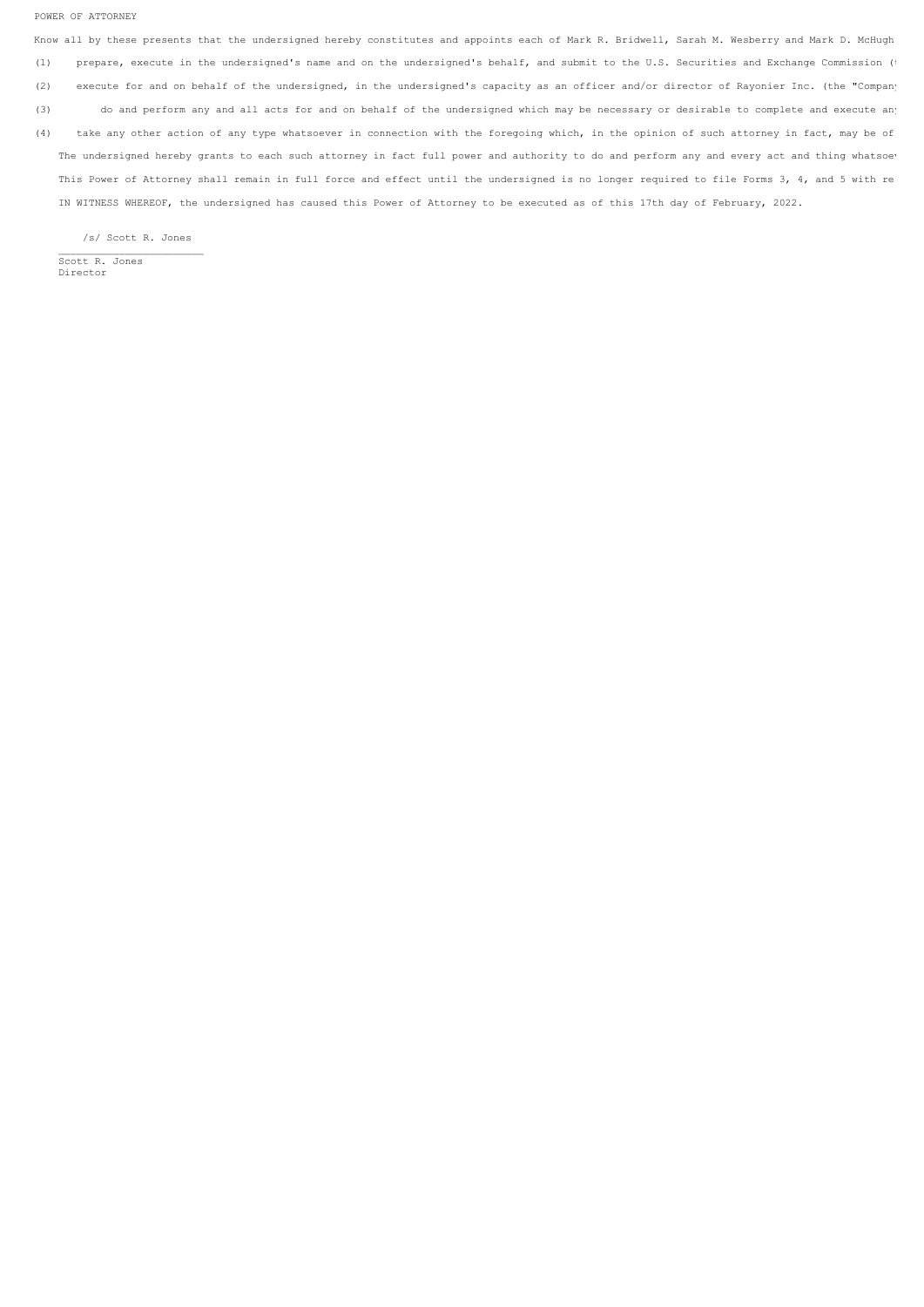POWER OF ATTORNEY

Know all by these presents that the undersigned hereby constitutes and appoints each of Mark R. Bridwell, Sarah M. Wesberry and Mark D. McHugh

(1) prepare, execute in the undersigned's name and on the undersigned's behalf, and submit to the U.S. Securities and Exchange Commission (

(2) execute for and on behalf of the undersigned, in the undersigned's capacity as an officer and/or director of Rayonier Inc. (the "Compan

(3) do and perform any and all acts for and on behalf of the undersigned which may be necessary or desirable to complete and execute an

(4) take any other action of any type whatsoever in connection with the foregoing which, in the opinion of such attorney in fact, may be of

The undersigned hereby grants to each such attorney in fact full power and authority to do and perform any and every act and thing whatsoe

This Power of Attorney shall remain in full force and effect until the undersigned is no longer required to file Forms 3, 4, and 5 with re

IN WITNESS WHEREOF, the undersigned has caused this Power of Attorney to be executed as of this 17th day of February, 2022.

/s/ Scott R. Jones

Scott R. Jones
Director